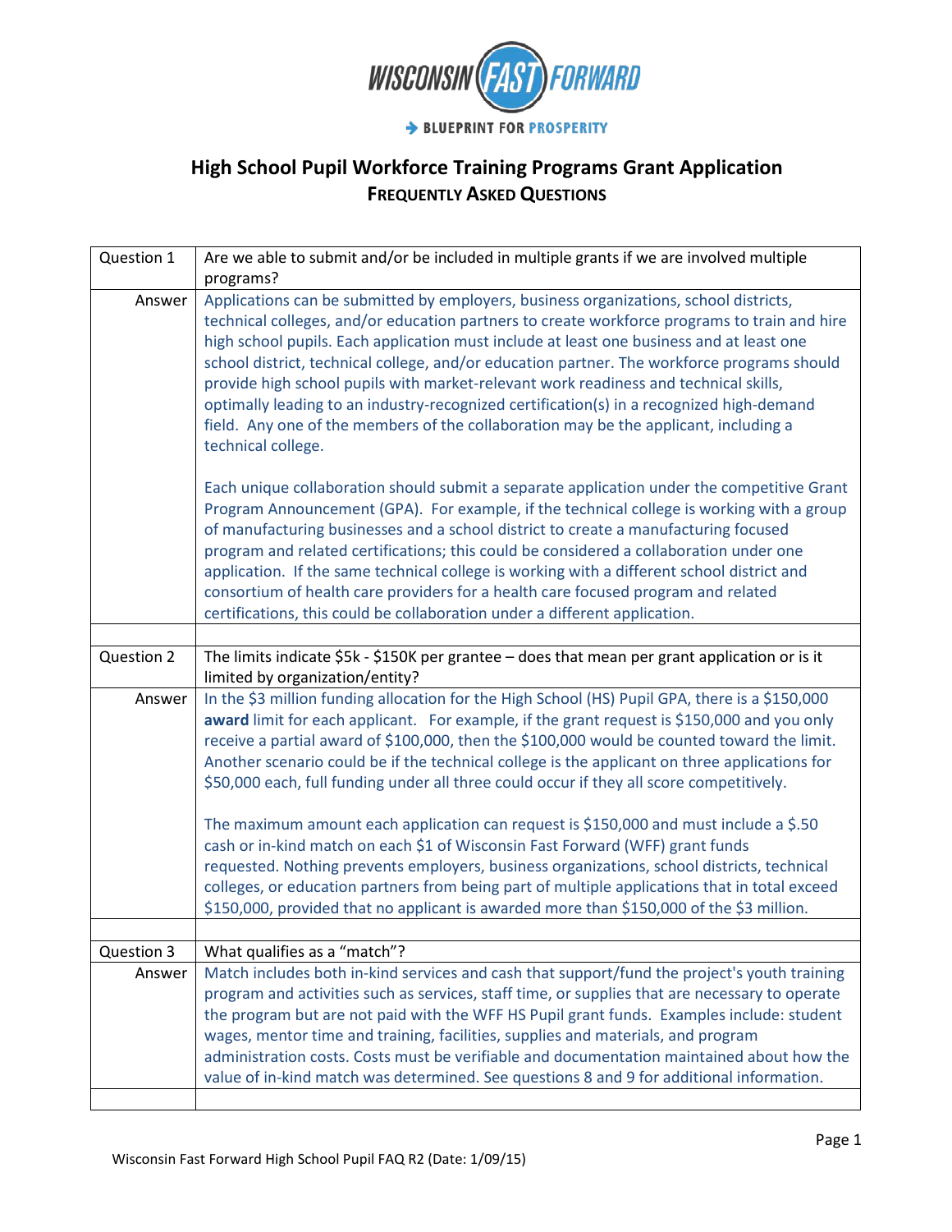WISCONSIN FAST FORWARD

BLUEPRINT FOR PROSPERITY

# High School Pupil Workforce Training Programs Grant Application

## FREQUENTLY ASKED QUESTIONS

| Question 1 | Are we able to submit and/or be included in multiple grants if we are involved multiple programs? |
|---|---|
| Answer | Applications can be submitted by employers, business organizations, school districts, technical colleges, and/or education partners to create workforce programs to train and hire high school pupils. Each application must include at least one business and at least one school district, technical college, and/or education partner. The workforce programs should provide high school pupils with market-relevant work readiness and technical skills, optimally leading to an industry-recognized certification(s) in a recognized high-demand field. Any one of the members of the collaboration may be the applicant, including a technical college.<br><br>Each unique collaboration should submit a separate application under the competitive Grant Program Announcement (GPA). For example, if the technical college is working with a group of manufacturing businesses and a school district to create a manufacturing focused program and related certifications; this could be considered a collaboration under one application. If the same technical college is working with a different school district and consortium of health care providers for a health care focused program and related certifications, this could be collaboration under a different application. |
| | |
| Question 2 | The limits indicate $5k - $150K per grantee – does that mean per grant application or is it limited by organization/entity? |
| Answer | In the $3 million funding allocation for the High School (HS) Pupil GPA, there is a $150,000 **award** limit for each applicant. For example, if the grant request is $150,000 and you only receive a partial award of $100,000, then the $100,000 would be counted toward the limit. Another scenario could be if the technical college is the applicant on three applications for $50,000 each, full funding under all three could occur if they all score competitively.<br><br>The maximum amount each application can request is $150,000 and must include a $.50 cash or in-kind match on each $1 of Wisconsin Fast Forward (WFF) grant funds requested. Nothing prevents employers, business organizations, school districts, technical colleges, or education partners from being part of multiple applications that in total exceed $150,000, provided that no applicant is awarded more than $150,000 of the $3 million. |
| | |
| Question 3 | What qualifies as a "match"? |
| Answer | Match includes both in-kind services and cash that support/fund the project's youth training program and activities such as services, staff time, or supplies that are necessary to operate the program but are not paid with the WFF HS Pupil grant funds. Examples include: student wages, mentor time and training, facilities, supplies and materials, and program administration costs. Costs must be verifiable and documentation maintained about how the value of in-kind match was determined. See questions 8 and 9 for additional information. |
| | |

Wisconsin Fast Forward High School Pupil FAQ R2 (Date: 1/09/15)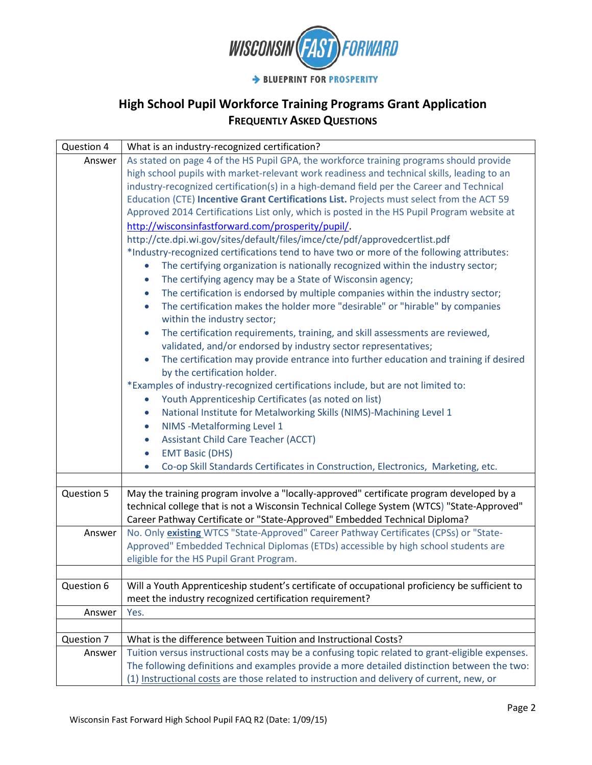# High School Pupil Workforce Training Programs Grant Application

## FREQUENTLY ASKED QUESTIONS

| Question 4 | What is an industry-recognized certification? |
|---|---|
| Answer | As stated on page 4 of the HS Pupil GPA, the workforce training programs should provide high school pupils with market-relevant work readiness and technical skills, leading to an industry-recognized certification(s) in a high-demand field per the Career and Technical Education (CTE) **Incentive Grant Certifications List.** Projects must select from the ACT 59 Approved 2014 Certifications List only, which is posted in the HS Pupil Program website at http://wisconsinfastforward.com/prosperity/pupil/. http://cte.dpi.wi.gov/sites/default/files/imce/cte/pdf/approvedcertlist.pdf<br>*Industry-recognized certifications tend to have two or more of the following attributes:<br>• The certifying organization is nationally recognized within the industry sector;<br>• The certifying agency may be a State of Wisconsin agency;<br>• The certification is endorsed by multiple companies within the industry sector;<br>• The certification makes the holder more "desirable" or "hirable" by companies within the industry sector;<br>• The certification requirements, training, and skill assessments are reviewed, validated, and/or endorsed by industry sector representatives;<br>• The certification may provide entrance into further education and training if desired by the certification holder.<br>*Examples of industry-recognized certifications include, but are not limited to:<br>• Youth Apprenticeship Certificates (as noted on list)<br>• National Institute for Metalworking Skills (NIMS)-Machining Level 1<br>• NIMS -Metalforming Level 1<br>• Assistant Child Care Teacher (ACCT)<br>• EMT Basic (DHS)<br>• Co-op Skill Standards Certificates in Construction, Electronics, Marketing, etc. |
| | |
| Question 5 | May the training program involve a "locally-approved" certificate program developed by a technical college that is not a Wisconsin Technical College System (WTCS) "State-Approved" Career Pathway Certificate or "State-Approved" Embedded Technical Diploma? |
| Answer | No. Only **existing** WTCS "State-Approved" Career Pathway Certificates (CPSs) or "State-Approved" Embedded Technical Diplomas (ETDs) accessible by high school students are eligible for the HS Pupil Grant Program. |
| | |
| Question 6 | Will a Youth Apprenticeship student's certificate of occupational proficiency be sufficient to meet the industry recognized certification requirement? |
| Answer | Yes. |
| | |
| Question 7 | What is the difference between Tuition and Instructional Costs? |
| Answer | Tuition versus instructional costs may be a confusing topic related to grant-eligible expenses. The following definitions and examples provide a more detailed distinction between the two: (1) Instructional costs are those related to instruction and delivery of current, new, or |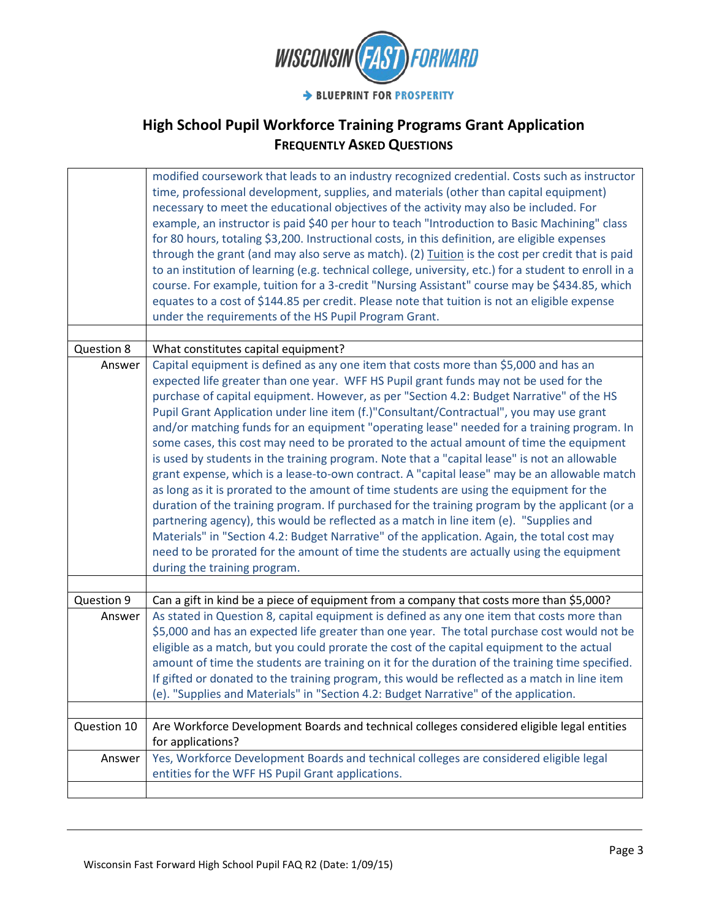# High School Pupil Workforce Training Programs Grant Application

## FREQUENTLY ASKED QUESTIONS

| | |
|---|---|
| | modified coursework that leads to an industry recognized credential. Costs such as instructor time, professional development, supplies, and materials (other than capital equipment) necessary to meet the educational objectives of the activity may also be included. For example, an instructor is paid $40 per hour to teach "Introduction to Basic Machining" class for 80 hours, totaling $3,200. Instructional costs, in this definition, are eligible expenses through the grant (and may also serve as match). (2) Tuition is the cost per credit that is paid to an institution of learning (e.g. technical college, university, etc.) for a student to enroll in a course. For example, tuition for a 3-credit "Nursing Assistant" course may be $434.85, which equates to a cost of $144.85 per credit. Please note that tuition is not an eligible expense under the requirements of the HS Pupil Program Grant. |
| | |
| Question 8 | What constitutes capital equipment? |
| Answer | Capital equipment is defined as any one item that costs more than $5,000 and has an expected life greater than one year. WFF HS Pupil grant funds may not be used for the purchase of capital equipment. However, as per "Section 4.2: Budget Narrative" of the HS Pupil Grant Application under line item (f.)"Consultant/Contractual", you may use grant and/or matching funds for an equipment "operating lease" needed for a training program. In some cases, this cost may need to be prorated to the actual amount of time the equipment is used by students in the training program. Note that a "capital lease" is not an allowable grant expense, which is a lease-to-own contract. A "capital lease" may be an allowable match as long as it is prorated to the amount of time students are using the equipment for the duration of the training program. If purchased for the training program by the applicant (or a partnering agency), this would be reflected as a match in line item (e). "Supplies and Materials" in "Section 4.2: Budget Narrative" of the application. Again, the total cost may need to be prorated for the amount of time the students are actually using the equipment during the training program. |
| | |
| Question 9 | Can a gift in kind be a piece of equipment from a company that costs more than $5,000? |
| Answer | As stated in Question 8, capital equipment is defined as any one item that costs more than $5,000 and has an expected life greater than one year. The total purchase cost would not be eligible as a match, but you could prorate the cost of the capital equipment to the actual amount of time the students are training on it for the duration of the training time specified. If gifted or donated to the training program, this would be reflected as a match in line item (e). "Supplies and Materials" in "Section 4.2: Budget Narrative" of the application. |
| | |
| Question 10 | Are Workforce Development Boards and technical colleges considered eligible legal entities for applications? |
| Answer | Yes, Workforce Development Boards and technical colleges are considered eligible legal entities for the WFF HS Pupil Grant applications. |
| | |

Wisconsin Fast Forward High School Pupil FAQ R2 (Date: 1/09/15)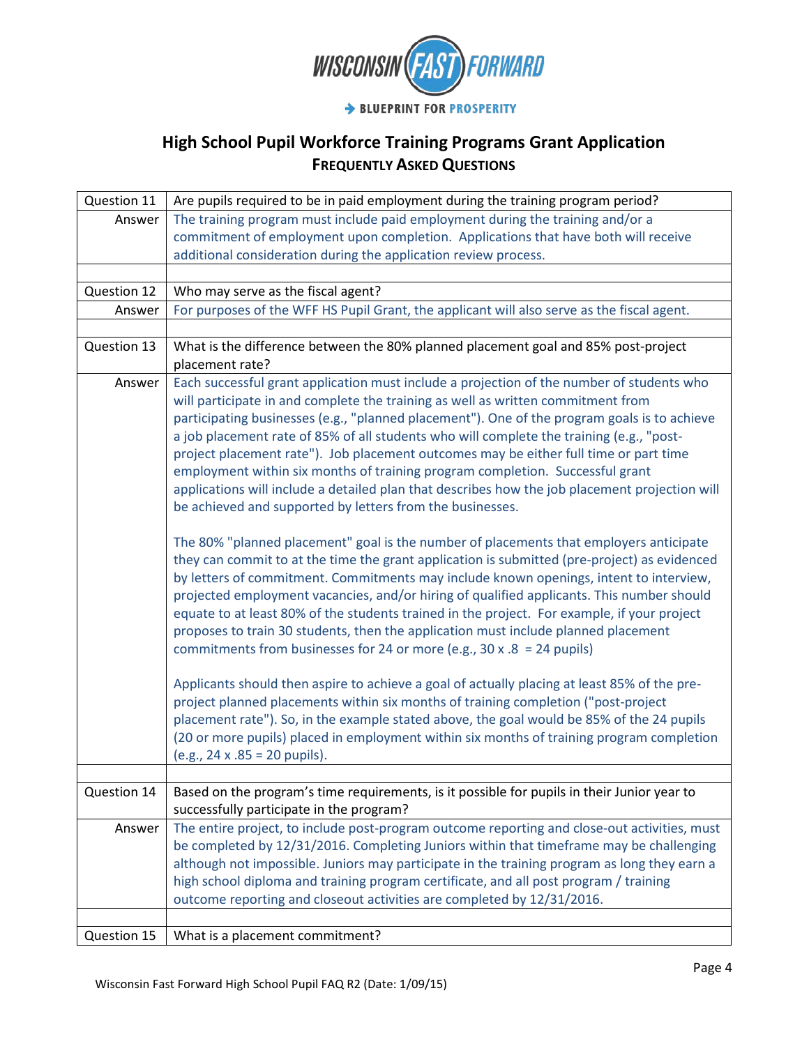# High School Pupil Workforce Training Programs Grant Application

**FREQUENTLY ASKED QUESTIONS**

| | |
|---|---|
| Question 11 | Are pupils required to be in paid employment during the training program period? |
| Answer | The training program must include paid employment during the training and/or a commitment of employment upon completion. Applications that have both will receive additional consideration during the application review process. |
| | |
| Question 12 | Who may serve as the fiscal agent? |
| Answer | For purposes of the WFF HS Pupil Grant, the applicant will also serve as the fiscal agent. |
| | |
| Question 13 | What is the difference between the 80% planned placement goal and 85% post-project placement rate? |
| Answer | Each successful grant application must include a projection of the number of students who will participate in and complete the training as well as written commitment from participating businesses (e.g., "planned placement"). One of the program goals is to achieve a job placement rate of 85% of all students who will complete the training (e.g., "post-project placement rate"). Job placement outcomes may be either full time or part time employment within six months of training program completion. Successful grant applications will include a detailed plan that describes how the job placement projection will be achieved and supported by letters from the businesses.<br><br>The 80% "planned placement" goal is the number of placements that employers anticipate they can commit to at the time the grant application is submitted (pre-project) as evidenced by letters of commitment. Commitments may include known openings, intent to interview, projected employment vacancies, and/or hiring of qualified applicants. This number should equate to at least 80% of the students trained in the project. For example, if your project proposes to train 30 students, then the application must include planned placement commitments from businesses for 24 or more (e.g., 30 x .8 = 24 pupils)<br><br>Applicants should then aspire to achieve a goal of actually placing at least 85% of the pre-project planned placements within six months of training completion ("post-project placement rate"). So, in the example stated above, the goal would be 85% of the 24 pupils (20 or more pupils) placed in employment within six months of training program completion (e.g., 24 x .85 = 20 pupils). |
| | |
| Question 14 | Based on the program's time requirements, is it possible for pupils in their Junior year to successfully participate in the program? |
| Answer | The entire project, to include post-program outcome reporting and close-out activities, must be completed by 12/31/2016. Completing Juniors within that timeframe may be challenging although not impossible. Juniors may participate in the training program as long they earn a high school diploma and training program certificate, and all post program / training outcome reporting and closeout activities are completed by 12/31/2016. |
| | |
| Question 15 | What is a placement commitment? |

Wisconsin Fast Forward High School Pupil FAQ R2 (Date: 1/09/15)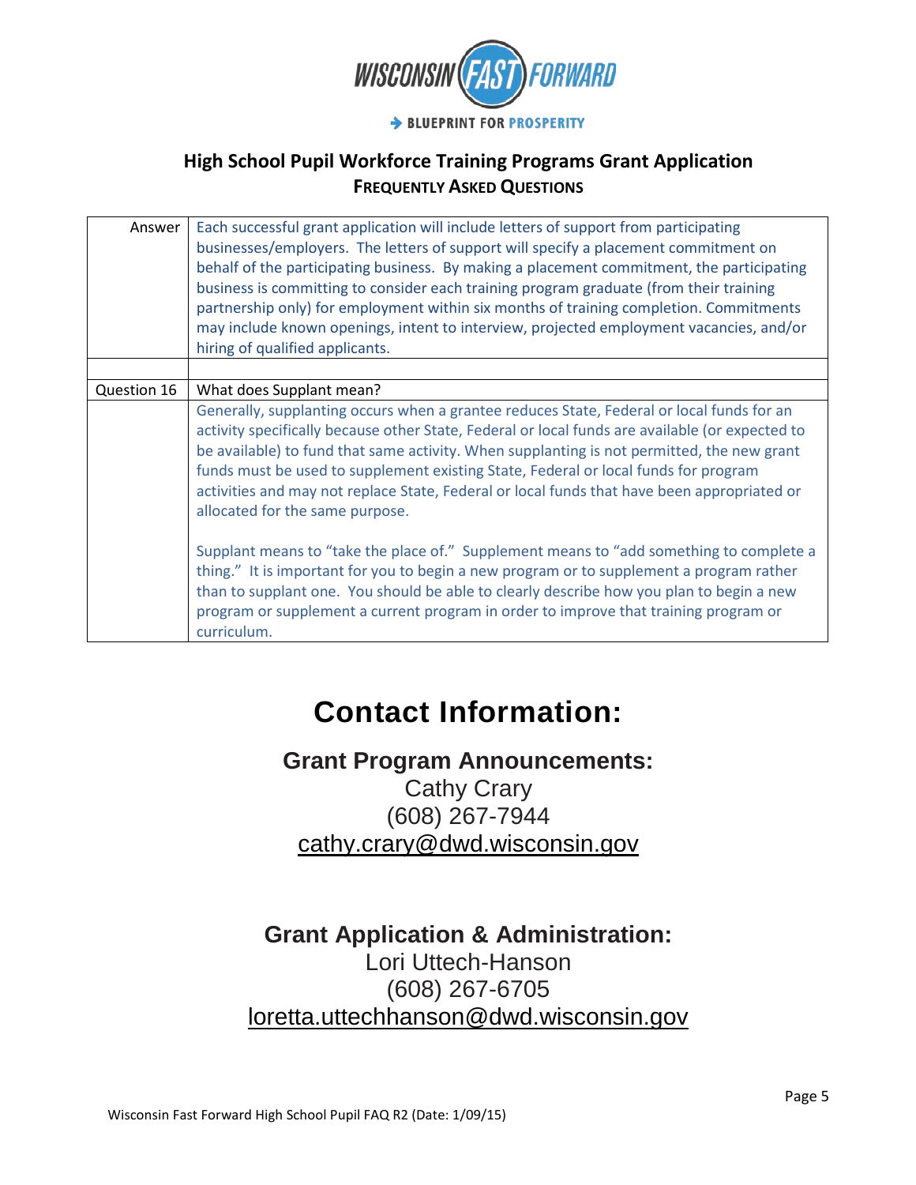| | |
|---|---|
| Answer | Each successful grant application will include letters of support from participating businesses/employers. The letters of support will specify a placement commitment on behalf of the participating business. By making a placement commitment, the participating business is committing to consider each training program graduate (from their training partnership only) for employment within six months of training completion. Commitments may include known openings, intent to interview, projected employment vacancies, and/or hiring of qualified applicants. |
| | |
| Question 16 | What does Supplant mean? |
| | Generally, supplanting occurs when a grantee reduces State, Federal or local funds for an activity specifically because other State, Federal or local funds are available (or expected to be available) to fund that same activity. When supplanting is not permitted, the new grant funds must be used to supplement existing State, Federal or local funds for program activities and may not replace State, Federal or local funds that have been appropriated or allocated for the same purpose.<br><br>Supplant means to "take the place of." Supplement means to "add something to complete a thing." It is important for you to begin a new program or to supplement a program rather than to supplant one. You should be able to clearly describe how you plan to begin a new program or supplement a current program in order to improve that training program or curriculum. |

# Contact Information:

## Grant Program Announcements:

Cathy Crary
(608) 267-7944
cathy.crary@dwd.wisconsin.gov

## Grant Application & Administration:

Lori Uttech-Hanson
(608) 267-6705
loretta.uttechhanson@dwd.wisconsin.gov